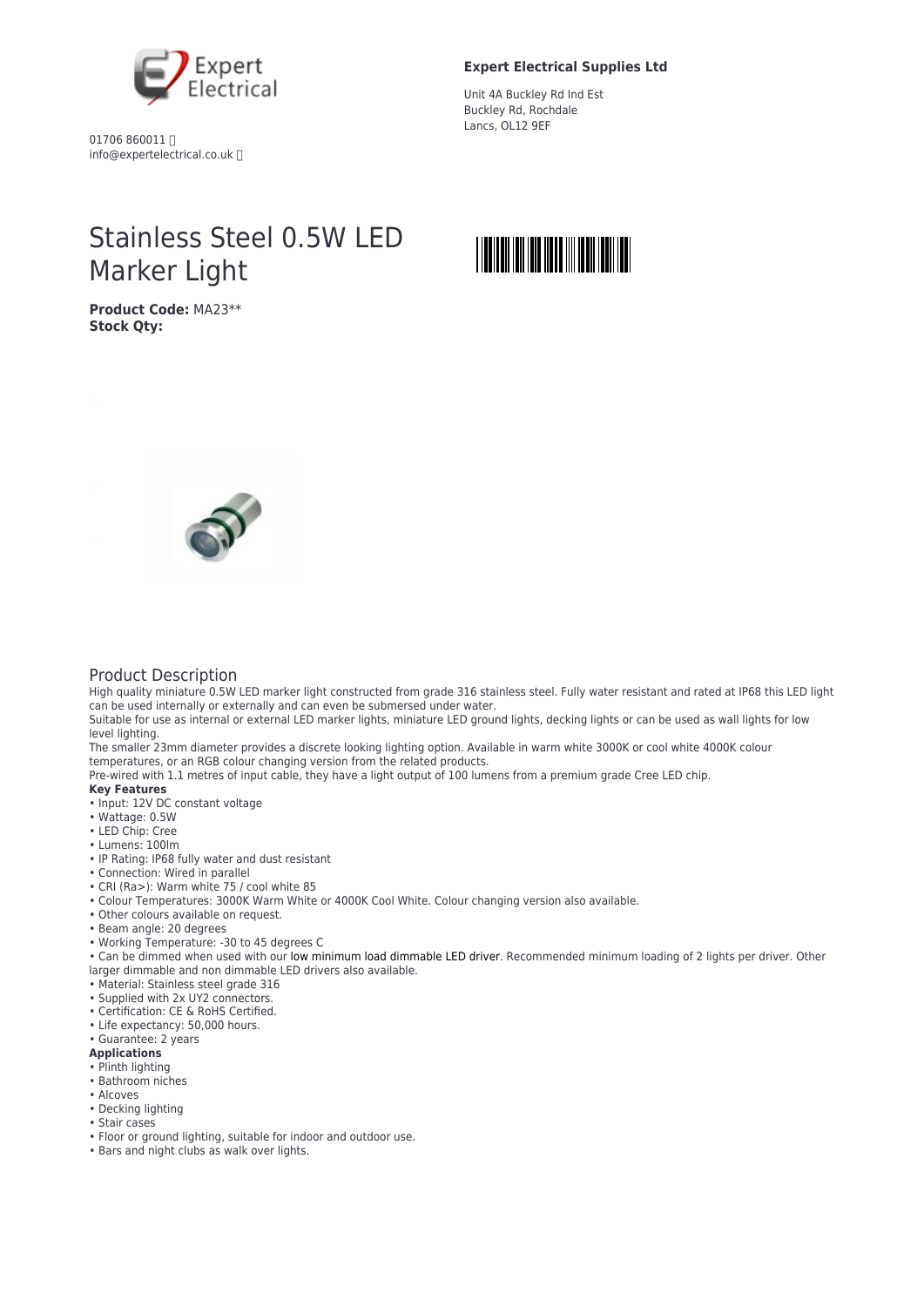Expert Electrical

01706 860011
info@expertelectrical.co.uk

**Expert Electrical Supplies Ltd**

Unit 4A Buckley Rd Ind Est
Buckley Rd, Rochdale
Lancs, OL12 9EF

# Stainless Steel 0.5W LED Marker Light

**Product Code:** MA23**
**Stock Qty:**

## Product Description

High quality miniature 0.5W LED marker light constructed from grade 316 stainless steel. Fully water resistant and rated at IP68 this LED light can be used internally or externally and can even be submersed under water.

Suitable for use as internal or external LED marker lights, miniature LED ground lights, decking lights or can be used as wall lights for low level lighting.

The smaller 23mm diameter provides a discrete looking lighting option. Available in warm white 3000K or cool white 4000K colour temperatures, or an RGB colour changing version from the related products.

Pre-wired with 1.1 metres of input cable, they have a light output of 100 lumens from a premium grade Cree LED chip.

**Key Features**

- Input: 12V DC constant voltage
- Wattage: 0.5W
- LED Chip: Cree
- Lumens: 100lm
- IP Rating: IP68 fully water and dust resistant
- Connection: Wired in parallel
- CRI (Ra>): Warm white 75 / cool white 85
- Colour Temperatures: 3000K Warm White or 4000K Cool White. Colour changing version also available.
- Other colours available on request.
- Beam angle: 20 degrees
- Working Temperature: -30 to 45 degrees C
- Can be dimmed when used with our low minimum load dimmable LED driver. Recommended minimum loading of 2 lights per driver. Other larger dimmable and non dimmable LED drivers also available.
- Material: Stainless steel grade 316
- Supplied with 2x UY2 connectors.
- Certification: CE & RoHS Certified.
- Life expectancy: 50,000 hours.
- Guarantee: 2 years

**Applications**

- Plinth lighting
- Bathroom niches
- Alcoves
- Decking lighting
- Stair cases
- Floor or ground lighting, suitable for indoor and outdoor use.
- Bars and night clubs as walk over lights.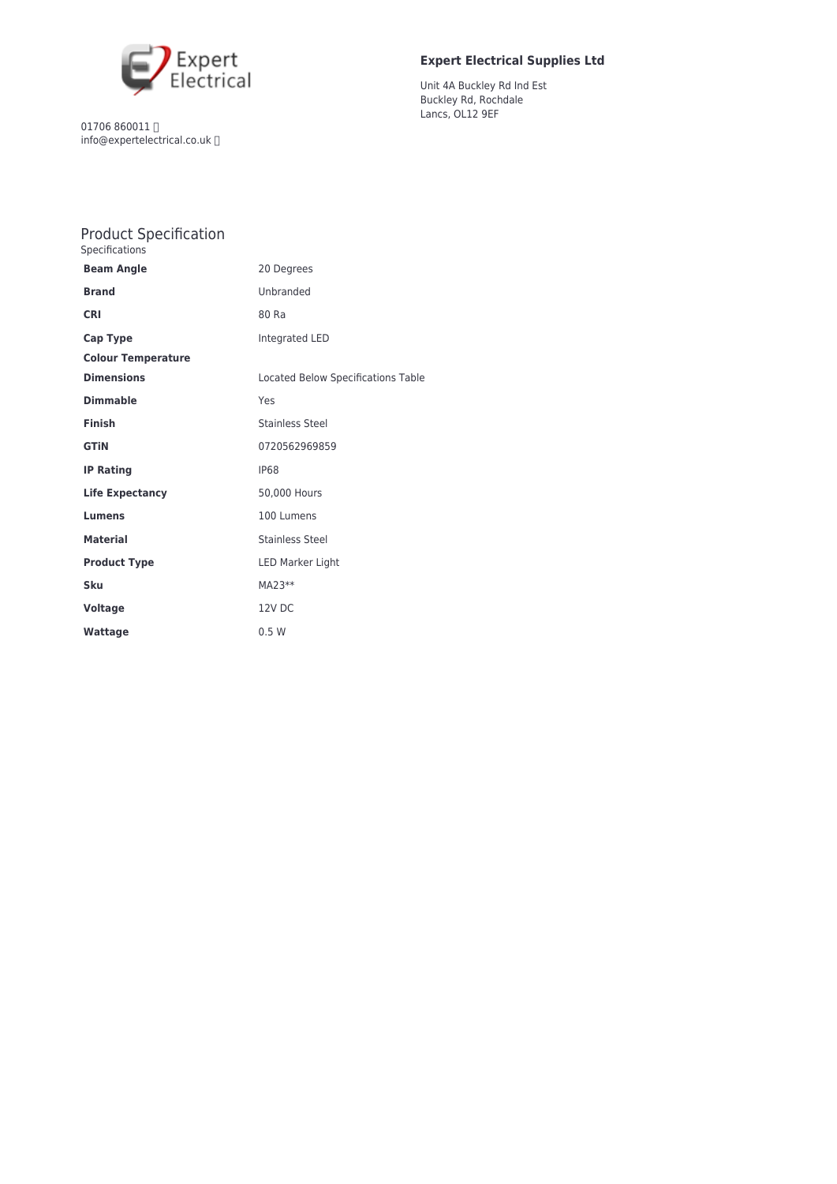**Expert Electrical Supplies Ltd**

Unit 4A Buckley Rd Ind Est
Buckley Rd, Rochdale
Lancs, OL12 9EF

01706 860011
info@expertelectrical.co.uk

# Product Specification

Specifications

| | |
|---|---|
| **Beam Angle** | 20 Degrees |
| **Brand** | Unbranded |
| **CRI** | 80 Ra |
| **Cap Type** | Integrated LED |
| **Colour Temperature** | |
| **Dimensions** | Located Below Specifications Table |
| **Dimmable** | Yes |
| **Finish** | Stainless Steel |
| **GTiN** | 0720562969859 |
| **IP Rating** | IP68 |
| **Life Expectancy** | 50,000 Hours |
| **Lumens** | 100 Lumens |
| **Material** | Stainless Steel |
| **Product Type** | LED Marker Light |
| **Sku** | MA23** |
| **Voltage** | 12V DC |
| **Wattage** | 0.5 W |